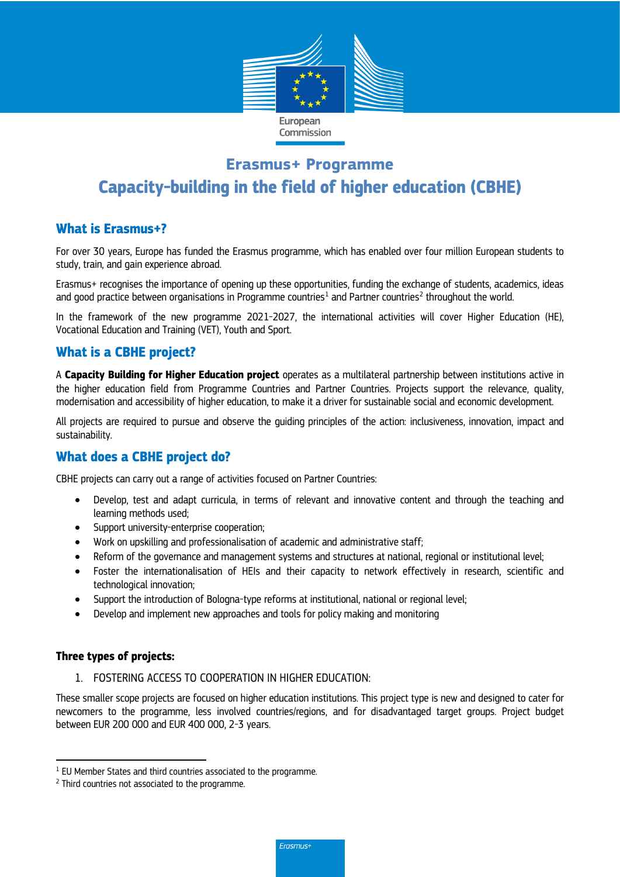# Erasmus+ Programme

# Capacity-building in the field of higher education (CBHE)

## What is Erasmus+?

For over 30 years, Europe has funded the Erasmus programme, which has enabled over four million European students to study, train, and gain experience abroad.

Erasmus+ recognises the importance of opening up these opportunities, funding the exchange of students, academics, ideas and good practice between organisations in Programme countries[1] and Partner countries[2] throughout the world.

In the framework of the new programme 2021-2027, the international activities will cover Higher Education (HE), Vocational Education and Training (VET), Youth and Sport.

## What is a CBHE project?

A **Capacity Building for Higher Education project** operates as a multilateral partnership between institutions active in the higher education field from Programme Countries and Partner Countries. Projects support the relevance, quality, modernisation and accessibility of higher education, to make it a driver for sustainable social and economic development.

All projects are required to pursue and observe the guiding principles of the action: inclusiveness, innovation, impact and sustainability.

## What does a CBHE project do?

CBHE projects can carry out a range of activities focused on Partner Countries:

- Develop, test and adapt curricula, in terms of relevant and innovative content and through the teaching and learning methods used;
- Support university-enterprise cooperation;
- Work on upskilling and professionalisation of academic and administrative staff;
- Reform of the governance and management systems and structures at national, regional or institutional level;
- Foster the internationalisation of HEIs and their capacity to network effectively in research, scientific and technological innovation;
- Support the introduction of Bologna-type reforms at institutional, national or regional level;
- Develop and implement new approaches and tools for policy making and monitoring

### Three types of projects:

1. FOSTERING ACCESS TO COOPERATION IN HIGHER EDUCATION:

These smaller scope projects are focused on higher education institutions. This project type is new and designed to cater for newcomers to the programme, less involved countries/regions, and for disadvantaged target groups. Project budget between EUR 200 000 and EUR 400 000, 2-3 years.

---

[1] EU Member States and third countries associated to the programme.

[2] Third countries not associated to the programme.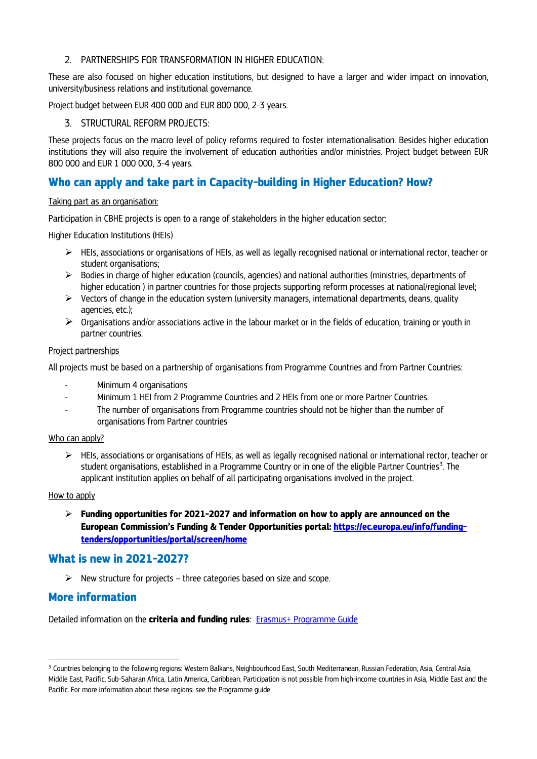2. PARTNERSHIPS FOR TRANSFORMATION IN HIGHER EDUCATION:

These are also focused on higher education institutions, but designed to have a larger and wider impact on innovation, university/business relations and institutional governance.

Project budget between EUR 400 000 and EUR 800 000, 2-3 years.

3. STRUCTURAL REFORM PROJECTS:

These projects focus on the macro level of policy reforms required to foster internationalisation. Besides higher education institutions they will also require the involvement of education authorities and/or ministries. Project budget between EUR 800 000 and EUR 1 000 000, 3-4 years.

## Who can apply and take part in Capacity-building in Higher Education? How?

Taking part as an organisation:

Participation in CBHE projects is open to a range of stakeholders in the higher education sector:

Higher Education Institutions (HEIs)

- HEIs, associations or organisations of HEIs, as well as legally recognised national or international rector, teacher or student organisations;
- Bodies in charge of higher education (councils, agencies) and national authorities (ministries, departments of higher education ) in partner countries for those projects supporting reform processes at national/regional level;
- Vectors of change in the education system (university managers, international departments, deans, quality agencies, etc.);
- Organisations and/or associations active in the labour market or in the fields of education, training or youth in partner countries.

Project partnerships

All projects must be based on a partnership of organisations from Programme Countries and from Partner Countries:

- Minimum 4 organisations
- Minimum 1 HEI from 2 Programme Countries and 2 HEIs from one or more Partner Countries.
- The number of organisations from Programme countries should not be higher than the number of organisations from Partner countries

Who can apply?

- HEIs, associations or organisations of HEIs, as well as legally recognised national or international rector, teacher or student organisations, established in a Programme Country or in one of the eligible Partner Countries[3]. The applicant institution applies on behalf of all participating organisations involved in the project.

How to apply

- **Funding opportunities for 2021-2027 and information on how to apply are announced on the European Commission's Funding & Tender Opportunities portal: https://ec.europa.eu/info/funding-tenders/opportunities/portal/screen/home**

## What is new in 2021-2027?

- New structure for projects – three categories based on size and scope.

## More information

Detailed information on the **criteria and funding rules**: Erasmus+ Programme Guide

[3] Countries belonging to the following regions: Western Balkans, Neighbourhood East, South Mediterranean, Russian Federation, Asia, Central Asia, Middle East, Pacific, Sub-Saharan Africa, Latin America, Caribbean. Participation is not possible from high-income countries in Asia, Middle East and the Pacific. For more information about these regions: see the Programme guide.